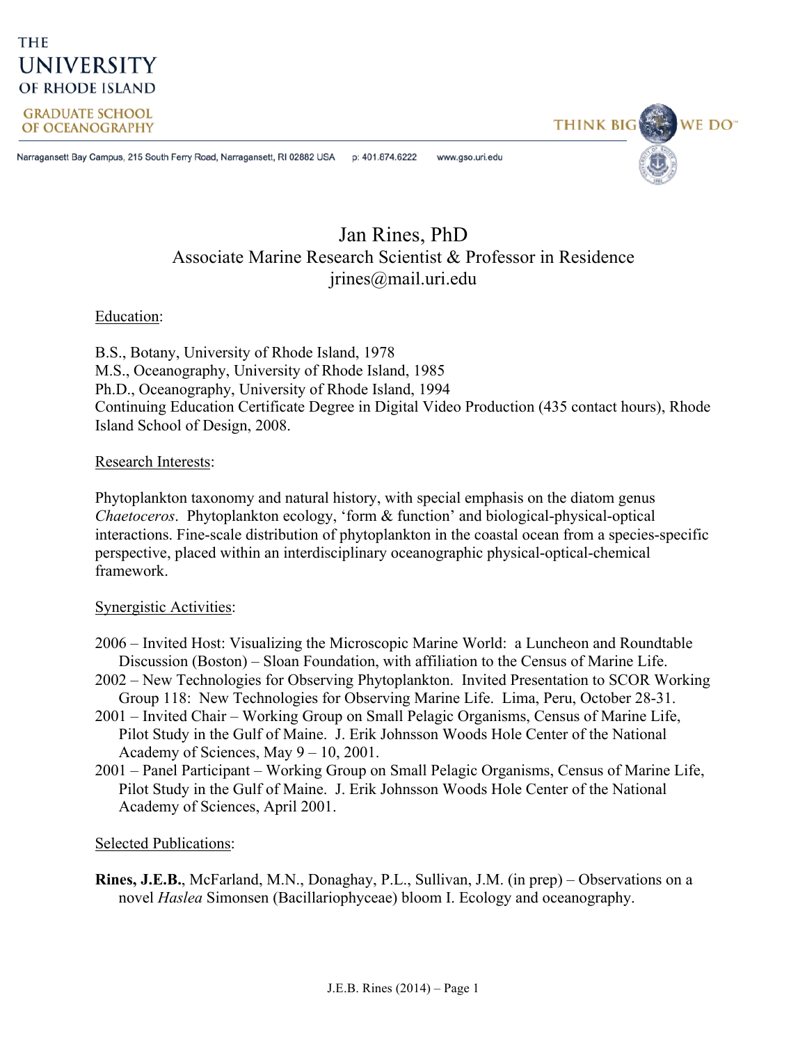THE UNIVERSITY OF RHODE ISLAND

GRADUATE SCHOOL OF OCEANOGRAPHY

THINK BIG WE DO™

Narragansett Bay Campus, 215 South Ferry Road, Narragansett, RI 02882 USA p: 401.874.6222 www.gso.uri.edu

# Jan Rines, PhD

Associate Marine Research Scientist & Professor in Residence

jrines@mail.uri.edu

## Education:

B.S., Botany, University of Rhode Island, 1978
M.S., Oceanography, University of Rhode Island, 1985
Ph.D., Oceanography, University of Rhode Island, 1994
Continuing Education Certificate Degree in Digital Video Production (435 contact hours), Rhode Island School of Design, 2008.

## Research Interests:

Phytoplankton taxonomy and natural history, with special emphasis on the diatom genus *Chaetoceros*. Phytoplankton ecology, 'form & function' and biological-physical-optical interactions. Fine-scale distribution of phytoplankton in the coastal ocean from a species-specific perspective, placed within an interdisciplinary oceanographic physical-optical-chemical framework.

## Synergistic Activities:

2006 – Invited Host: Visualizing the Microscopic Marine World: a Luncheon and Roundtable Discussion (Boston) – Sloan Foundation, with affiliation to the Census of Marine Life.

2002 – New Technologies for Observing Phytoplankton. Invited Presentation to SCOR Working Group 118: New Technologies for Observing Marine Life. Lima, Peru, October 28-31.

2001 – Invited Chair – Working Group on Small Pelagic Organisms, Census of Marine Life, Pilot Study in the Gulf of Maine. J. Erik Johnsson Woods Hole Center of the National Academy of Sciences, May 9 – 10, 2001.

2001 – Panel Participant – Working Group on Small Pelagic Organisms, Census of Marine Life, Pilot Study in the Gulf of Maine. J. Erik Johnsson Woods Hole Center of the National Academy of Sciences, April 2001.

## Selected Publications:

**Rines, J.E.B.**, McFarland, M.N., Donaghay, P.L., Sullivan, J.M. (in prep) – Observations on a novel *Haslea* Simonsen (Bacillariophyceae) bloom I. Ecology and oceanography.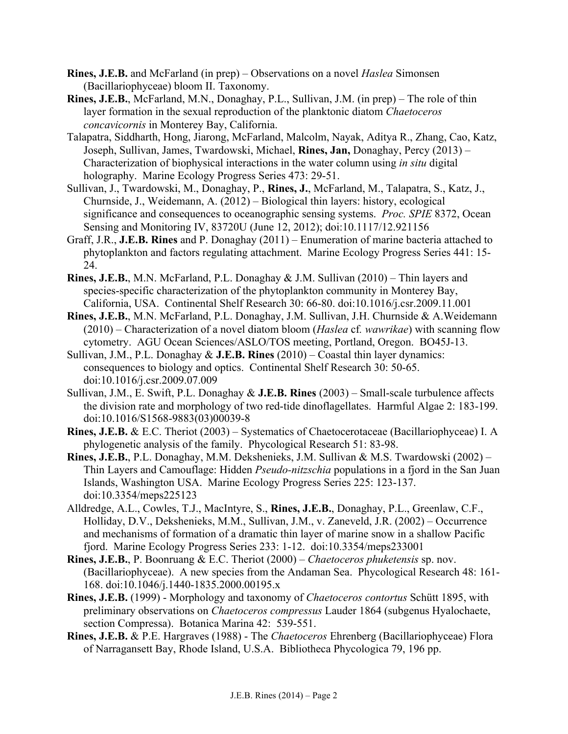**Rines, J.E.B.** and McFarland (in prep) – Observations on a novel *Haslea* Simonsen (Bacillariophyceae) bloom II. Taxonomy.

**Rines, J.E.B.**, McFarland, M.N., Donaghay, P.L., Sullivan, J.M. (in prep) – The role of thin layer formation in the sexual reproduction of the planktonic diatom *Chaetoceros concavicornis* in Monterey Bay, California.

Talapatra, Siddharth, Hong, Jiarong, McFarland, Malcolm, Nayak, Aditya R., Zhang, Cao, Katz, Joseph, Sullivan, James, Twardowski, Michael, **Rines, Jan,** Donaghay, Percy (2013) – Characterization of biophysical interactions in the water column using *in situ* digital holography. Marine Ecology Progress Series 473: 29-51.

Sullivan, J., Twardowski, M., Donaghay, P., **Rines, J.**, McFarland, M., Talapatra, S., Katz, J., Churnside, J., Weidemann, A. (2012) – Biological thin layers: history, ecological significance and consequences to oceanographic sensing systems. *Proc. SPIE* 8372, Ocean Sensing and Monitoring IV, 83720U (June 12, 2012); doi:10.1117/12.921156

Graff, J.R., **J.E.B. Rines** and P. Donaghay (2011) – Enumeration of marine bacteria attached to phytoplankton and factors regulating attachment. Marine Ecology Progress Series 441: 15-24.

**Rines, J.E.B.**, M.N. McFarland, P.L. Donaghay & J.M. Sullivan (2010) – Thin layers and species-specific characterization of the phytoplankton community in Monterey Bay, California, USA. Continental Shelf Research 30: 66-80. doi:10.1016/j.csr.2009.11.001

**Rines, J.E.B.**, M.N. McFarland, P.L. Donaghay, J.M. Sullivan, J.H. Churnside & A.Weidemann (2010) – Characterization of a novel diatom bloom (*Haslea* cf*. wawrikae*) with scanning flow cytometry. AGU Ocean Sciences/ASLO/TOS meeting, Portland, Oregon. BO45J-13.

Sullivan, J.M., P.L. Donaghay & **J.E.B. Rines** (2010) – Coastal thin layer dynamics: consequences to biology and optics. Continental Shelf Research 30: 50-65. doi:10.1016/j.csr.2009.07.009

Sullivan, J.M., E. Swift, P.L. Donaghay & **J.E.B. Rines** (2003) – Small-scale turbulence affects the division rate and morphology of two red-tide dinoflagellates. Harmful Algae 2: 183-199. doi:10.1016/S1568-9883(03)00039-8

**Rines, J.E.B.** & E.C. Theriot (2003) – Systematics of Chaetocerotaceae (Bacillariophyceae) I. A phylogenetic analysis of the family. Phycological Research 51: 83-98.

**Rines, J.E.B.**, P.L. Donaghay, M.M. Dekshenieks, J.M. Sullivan & M.S. Twardowski (2002) – Thin Layers and Camouflage: Hidden *Pseudo-nitzschia* populations in a fjord in the San Juan Islands, Washington USA. Marine Ecology Progress Series 225: 123-137. doi:10.3354/meps225123

Alldredge, A.L., Cowles, T.J., MacIntyre, S., **Rines, J.E.B.**, Donaghay, P.L., Greenlaw, C.F., Holliday, D.V., Dekshenieks, M.M., Sullivan, J.M., v. Zaneveld, J.R. (2002) – Occurrence and mechanisms of formation of a dramatic thin layer of marine snow in a shallow Pacific fjord. Marine Ecology Progress Series 233: 1-12. doi:10.3354/meps233001

**Rines, J.E.B.**, P. Boonruang & E.C. Theriot (2000) – *Chaetoceros phuketensis* sp. nov. (Bacillariophyceae). A new species from the Andaman Sea. Phycological Research 48: 161-168. doi:10.1046/j.1440-1835.2000.00195.x

**Rines, J.E.B.** (1999) - Morphology and taxonomy of *Chaetoceros contortus* Schütt 1895, with preliminary observations on *Chaetoceros compressus* Lauder 1864 (subgenus Hyalochaete, section Compressa). Botanica Marina 42: 539-551.

**Rines, J.E.B.** & P.E. Hargraves (1988) - The *Chaetoceros* Ehrenberg (Bacillariophyceae) Flora of Narragansett Bay, Rhode Island, U.S.A. Bibliotheca Phycologica 79, 196 pp.